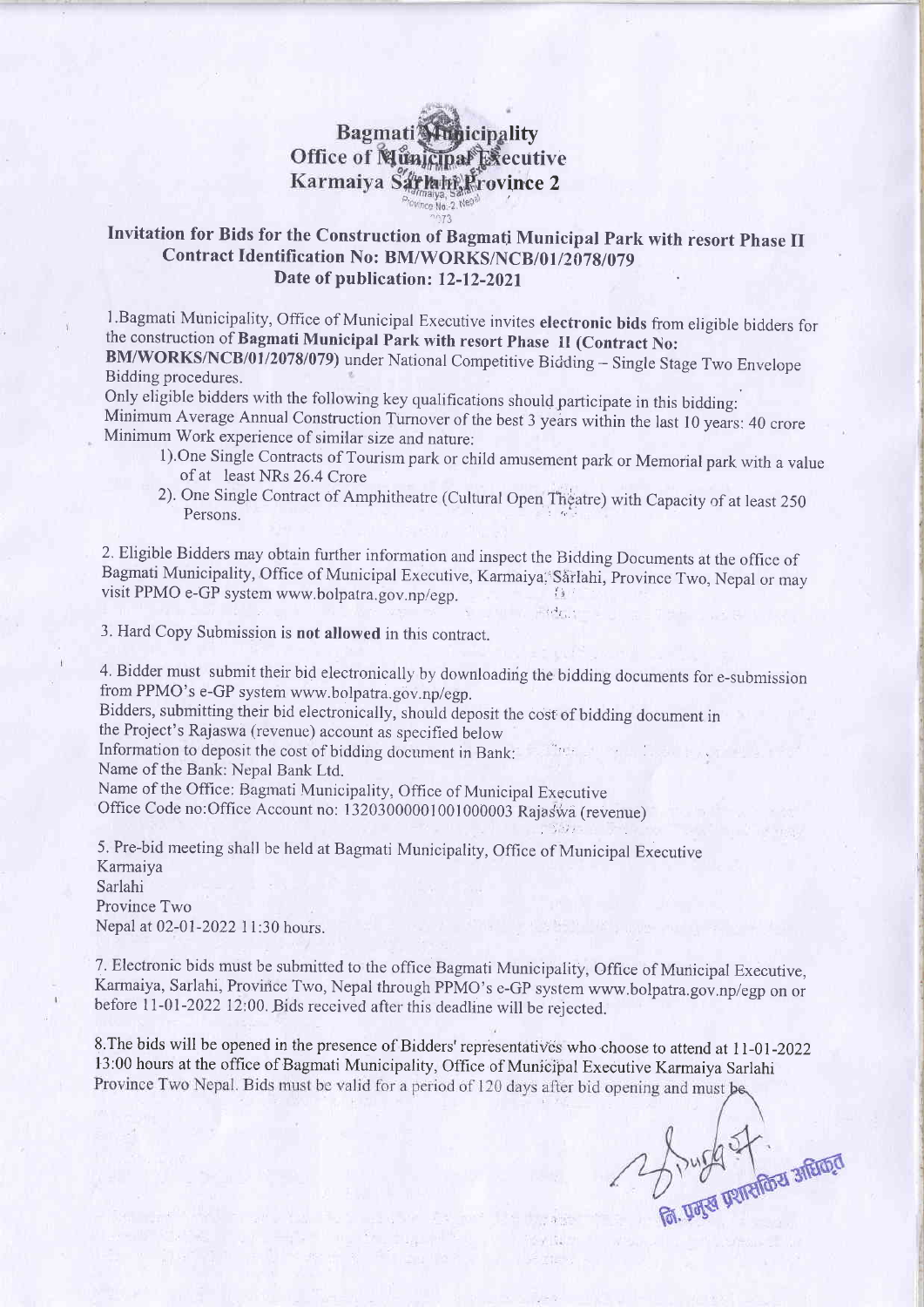# Bagmati Municipality
## Office of Municipal Executive
## Karmaiya Sarlahi Province 2

### Invitation for Bids for the Construction of Bagmati Municipal Park with resort Phase II
### Contract Identification No: BM/WORKS/NCB/01/2078/079
### Date of publication: 12-12-2021

1.Bagmati Municipality, Office of Municipal Executive invites **electronic bids** from eligible bidders for the construction of **Bagmati Municipal Park with resort Phase II (Contract No: BM/WORKS/NCB/01/2078/079)** under National Competitive Bidding – Single Stage Two Envelope Bidding procedures.

Only eligible bidders with the following key qualifications should participate in this bidding:

Minimum Average Annual Construction Turnover of the best 3 years within the last 10 years: 40 crore

Minimum Work experience of similar size and nature:

1).One Single Contracts of Tourism park or child amusement park or Memorial park with a value of at least NRs 26.4 Crore

2). One Single Contract of Amphitheatre (Cultural Open Theatre) with Capacity of at least 250 Persons.

2. Eligible Bidders may obtain further information and inspect the Bidding Documents at the office of Bagmati Municipality, Office of Municipal Executive, Karmaiya, Sarlahi, Province Two, Nepal or may visit PPMO e-GP system www.bolpatra.gov.np/egp.

3. Hard Copy Submission is **not allowed** in this contract.

4. Bidder must submit their bid electronically by downloading the bidding documents for e-submission from PPMO's e-GP system www.bolpatra.gov.np/egp.

Bidders, submitting their bid electronically, should deposit the cost of bidding document in the Project's Rajaswa (revenue) account as specified below

Information to deposit the cost of bidding document in Bank:

Name of the Bank: Nepal Bank Ltd.

Name of the Office: Bagmati Municipality, Office of Municipal Executive

Office Code no:Office Account no: 13203000001001000003 Rajaswa (revenue)

5. Pre-bid meeting shall be held at Bagmati Municipality, Office of Municipal Executive
Karmaiya
Sarlahi
Province Two
Nepal at 02-01-2022 11:30 hours.

7. Electronic bids must be submitted to the office Bagmati Municipality, Office of Municipal Executive, Karmaiya, Sarlahi, Province Two, Nepal through PPMO's e-GP system www.bolpatra.gov.np/egp on or before 11-01-2022 12:00. Bids received after this deadline will be rejected.

8.The bids will be opened in the presence of Bidders' representatives who choose to attend at 11-01-2022 13:00 hours at the office of Bagmati Municipality, Office of Municipal Executive Karmaiya Sarlahi Province Two Nepal. Bids must be valid for a period of 120 days after bid opening and must be

नि. प्रमुख प्रशासकिय अधिकृत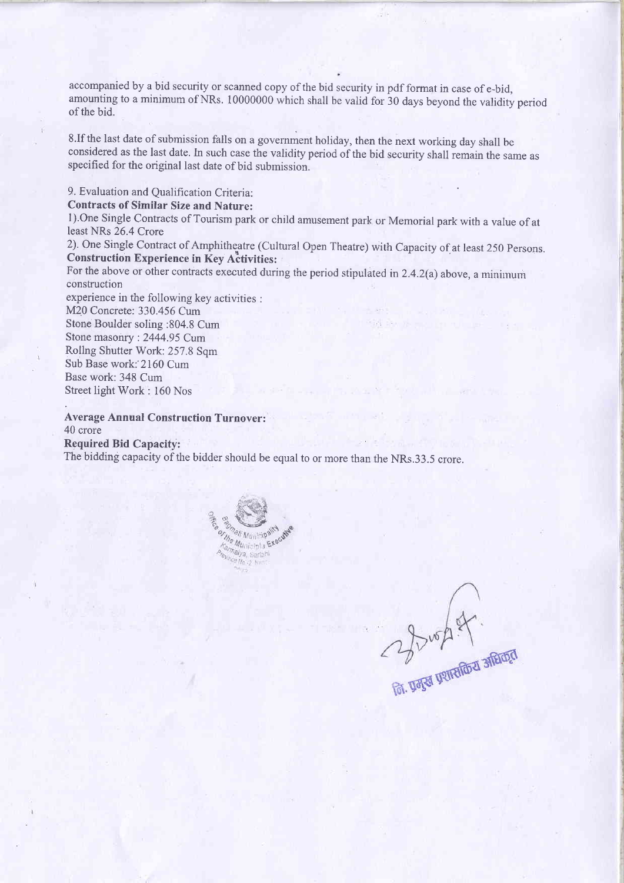accompanied by a bid security or scanned copy of the bid security in pdf format in case of e-bid, amounting to a minimum of NRs. 10000000 which shall be valid for 30 days beyond the validity period of the bid.

8.If the last date of submission falls on a government holiday, then the next working day shall be considered as the last date. In such case the validity period of the bid security shall remain the same as specified for the original last date of bid submission.

9. Evaluation and Qualification Criteria:

**Contracts of Similar Size and Nature:**

1).One Single Contracts of Tourism park or child amusement park or Memorial park with a value of at least NRs 26.4 Crore

2). One Single Contract of Amphitheatre (Cultural Open Theatre) with Capacity of at least 250 Persons.

**Construction Experience in Key Activities:**

For the above or other contracts executed during the period stipulated in 2.4.2(a) above, a minimum construction

experience in the following key activities :

M20 Concrete: 330.456 Cum

Stone Boulder soling :804.8 Cum

Stone masonry : 2444.95 Cum

Rollng Shutter Work: 257.8 Sqm

Sub Base work: 2160 Cum

Base work: 348 Cum

Street light Work : 160 Nos

**Average Annual Construction Turnover:**

40 crore

**Required Bid Capacity:**

The bidding capacity of the bidder should be equal to or more than the NRs.33.5 crore.

नि. प्रमुख प्रशासकिय अधिकृत